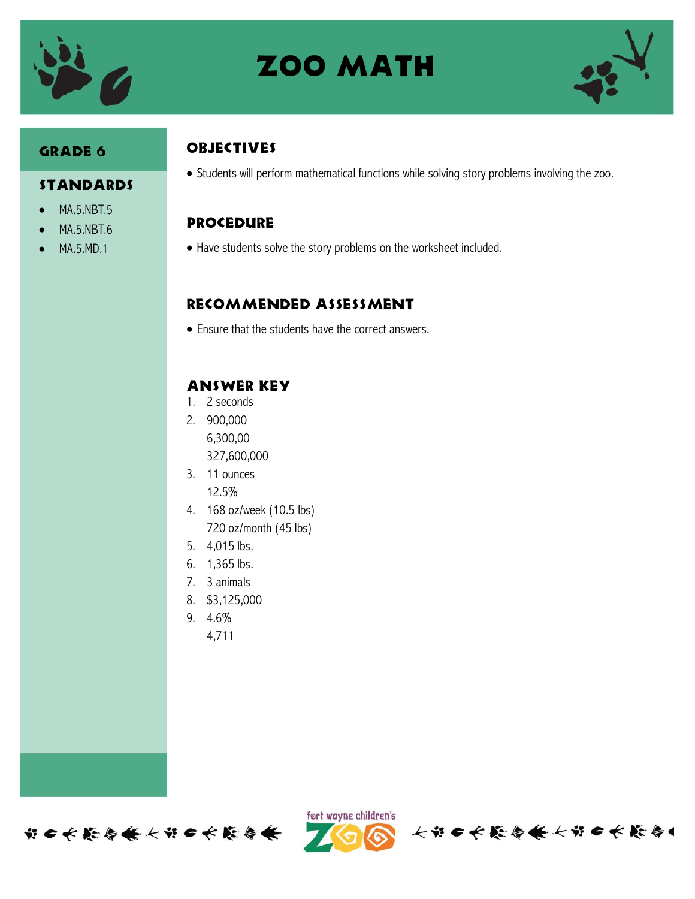# ZOO MATH

## GRADE 6

## STANDARDS

- MA.5.NBT.5
- MA.5.NBT.6
- MA.5.MD.1

## OBJECTIVES

- Students will perform mathematical functions while solving story problems involving the zoo.

## PROCEDURE

- Have students solve the story problems on the worksheet included.

## RECOMMENDED ASSESSMENT

- Ensure that the students have the correct answers.

## ANSWER KEY

1. 2 seconds
2. 900,000  
   6,300,00  
   327,600,000
3. 11 ounces  
   12.5%
4. 168 oz/week (10.5 lbs)  
   720 oz/month (45 lbs)
5. 4,015 lbs.
6. 1,365 lbs.
7. 3 animals
8. $3,125,000
9. 4.6%  
   4,711

fort wayne children's ZOO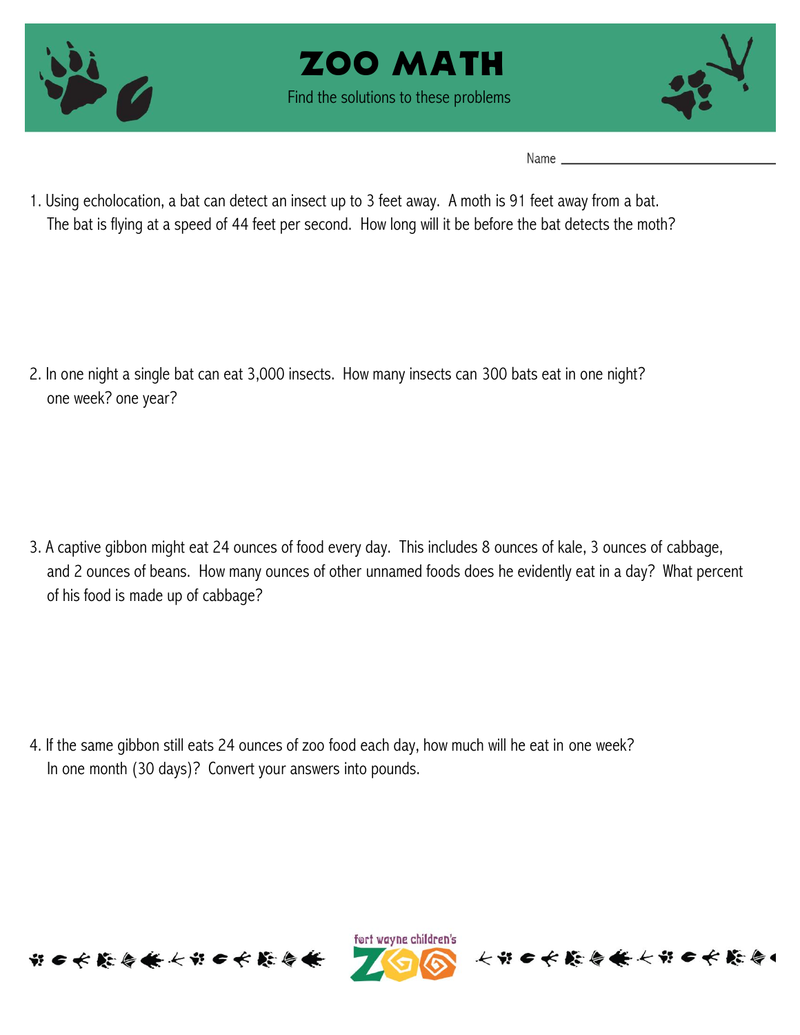# ZOO MATH

Find the solutions to these problems

Name ________________________

1. Using echolocation, a bat can detect an insect up to 3 feet away. A moth is 91 feet away from a bat. The bat is flying at a speed of 44 feet per second. How long will it be before the bat detects the moth?

2. In one night a single bat can eat 3,000 insects. How many insects can 300 bats eat in one night? one week? one year?

3. A captive gibbon might eat 24 ounces of food every day. This includes 8 ounces of kale, 3 ounces of cabbage, and 2 ounces of beans. How many ounces of other unnamed foods does he evidently eat in a day? What percent of his food is made up of cabbage?

4. If the same gibbon still eats 24 ounces of zoo food each day, how much will he eat in one week? In one month (30 days)? Convert your answers into pounds.

fort wayne children's ZOO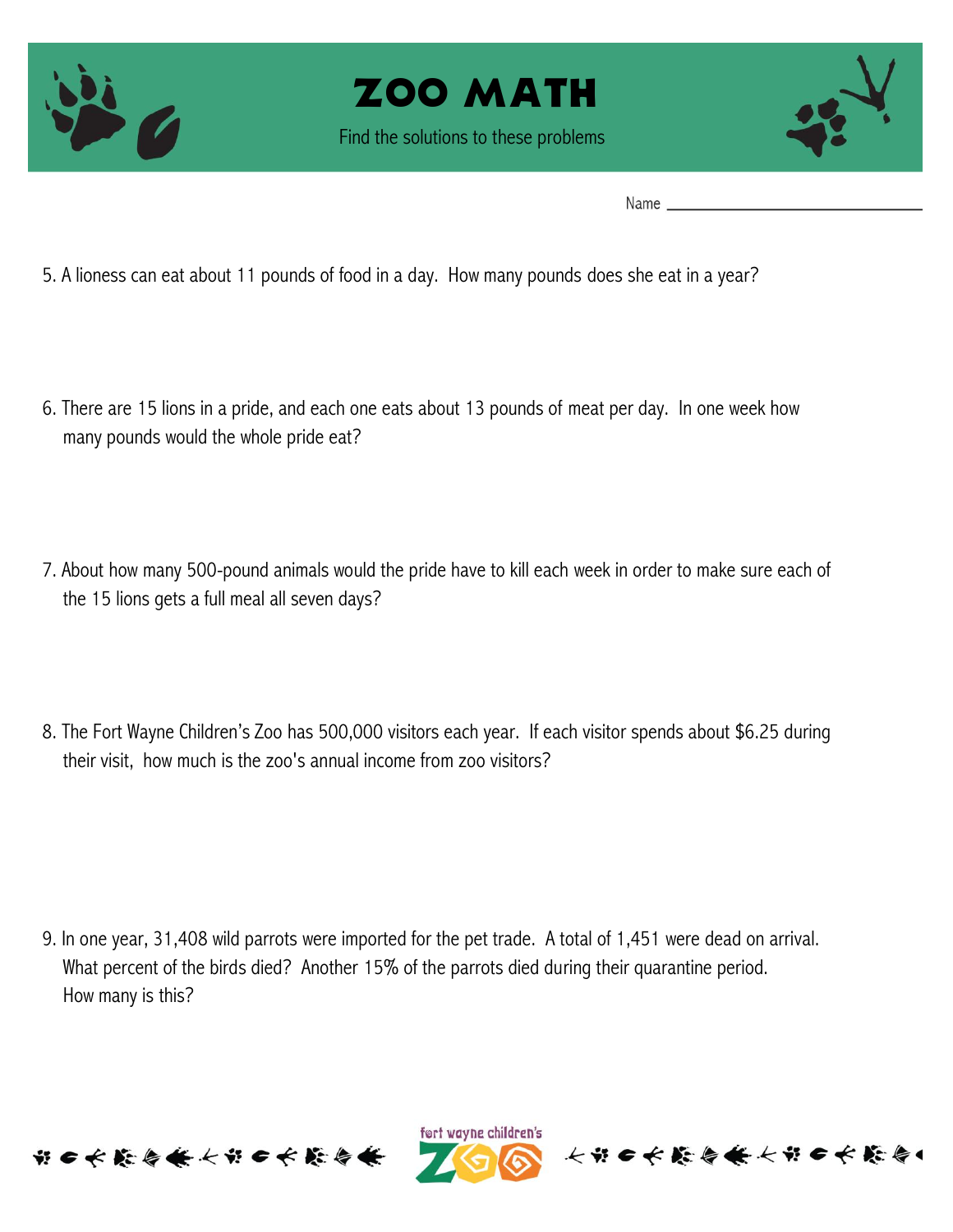# ZOO MATH

Find the solutions to these problems

Name ______________________________

5. A lioness can eat about 11 pounds of food in a day. How many pounds does she eat in a year?

6. There are 15 lions in a pride, and each one eats about 13 pounds of meat per day. In one week how many pounds would the whole pride eat?

7. About how many 500-pound animals would the pride have to kill each week in order to make sure each of the 15 lions gets a full meal all seven days?

8. The Fort Wayne Children's Zoo has 500,000 visitors each year. If each visitor spends about $6.25 during their visit, how much is the zoo's annual income from zoo visitors?

9. In one year, 31,408 wild parrots were imported for the pet trade. A total of 1,451 were dead on arrival. What percent of the birds died? Another 15% of the parrots died during their quarantine period. How many is this?

fort wayne children's ZOO